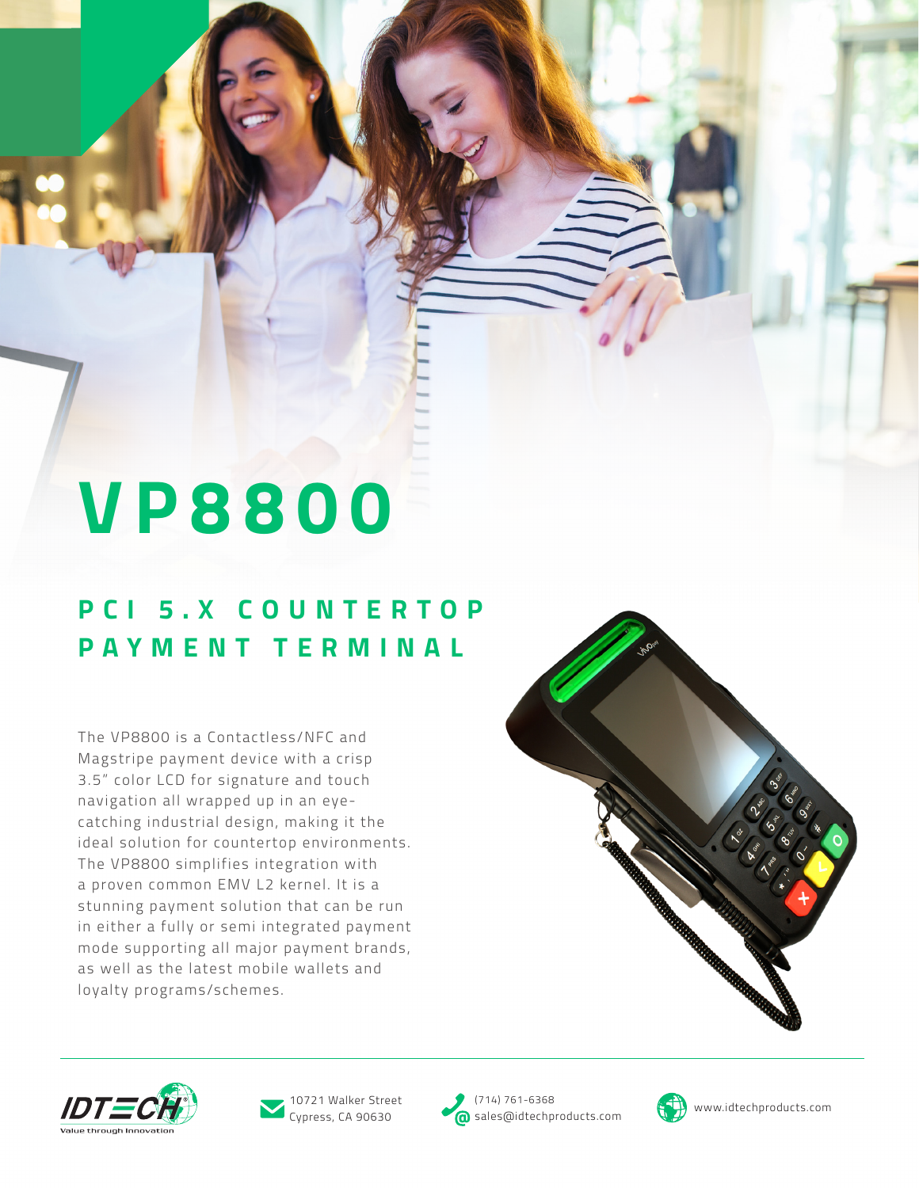# VP8800

## PCI 5.X COUNTERTOP PAYMENT TERMINAL

The VP8800 is a Contactless/NFC and Magstripe payment device with a crisp 3.5" color LCD for signature and touch navigation all wrapped up in an eye-catching industrial design, making it the ideal solution for countertop environments. The VP8800 simplifies integration with a proven common EMV L2 kernel. It is a stunning payment solution that can be run in either a fully or semi integrated payment mode supporting all major payment brands, as well as the latest mobile wallets and loyalty programs/schemes.

IDTECH — Value through Innovation

10721 Walker Street
Cypress, CA 90630

(714) 761-6368
sales@idtechproducts.com

www.idtechproducts.com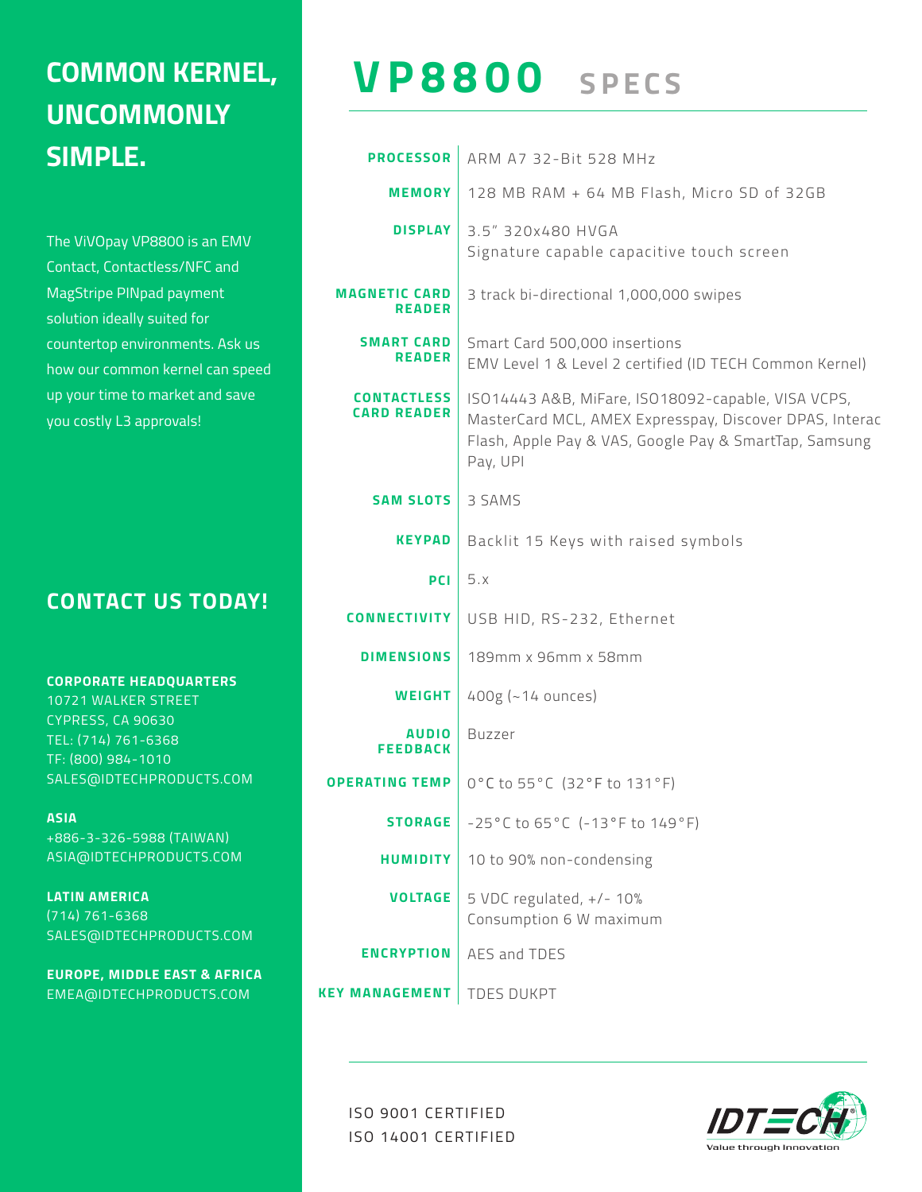## COMMON KERNEL, UNCOMMONLY SIMPLE.

The ViVOpay VP8800 is an EMV Contact, Contactless/NFC and MagStripe PINpad payment solution ideally suited for countertop environments. Ask us how our common kernel can speed up your time to market and save you costly L3 approvals!

## CONTACT US TODAY!

**CORPORATE HEADQUARTERS**
10721 WALKER STREET
CYPRESS, CA 90630
TEL: (714) 761-6368
TF: (800) 984-1010
SALES@IDTECHPRODUCTS.COM

**ASIA**
+886-3-326-5988 (TAIWAN)
ASIA@IDTECHPRODUCTS.COM

**LATIN AMERICA**
(714) 761-6368
SALES@IDTECHPRODUCTS.COM

**EUROPE, MIDDLE EAST & AFRICA**
EMEA@IDTECHPRODUCTS.COM

# VP8800 SPECS

| | |
|---|---|
| **PROCESSOR** | ARM A7 32-Bit 528 MHz |
| **MEMORY** | 128 MB RAM + 64 MB Flash, Micro SD of 32GB |
| **DISPLAY** | 3.5" 320x480 HVGA<br>Signature capable capacitive touch screen |
| **MAGNETIC CARD READER** | 3 track bi-directional 1,000,000 swipes |
| **SMART CARD READER** | Smart Card 500,000 insertions<br>EMV Level 1 & Level 2 certified (ID TECH Common Kernel) |
| **CONTACTLESS CARD READER** | ISO14443 A&B, MiFare, ISO18092-capable, VISA VCPS, MasterCard MCL, AMEX Expresspay, Discover DPAS, Interac Flash, Apple Pay & VAS, Google Pay & SmartTap, Samsung Pay, UPI |
| **SAM SLOTS** | 3 SAMS |
| **KEYPAD** | Backlit 15 Keys with raised symbols |
| **PCI** | 5.x |
| **CONNECTIVITY** | USB HID, RS-232, Ethernet |
| **DIMENSIONS** | 189mm x 96mm x 58mm |
| **WEIGHT** | 400g (~14 ounces) |
| **AUDIO FEEDBACK** | Buzzer |
| **OPERATING TEMP** | 0°C to 55°C (32°F to 131°F) |
| **STORAGE** | -25°C to 65°C (-13°F to 149°F) |
| **HUMIDITY** | 10 to 90% non-condensing |
| **VOLTAGE** | 5 VDC regulated, +/- 10%<br>Consumption 6 W maximum |
| **ENCRYPTION** | AES and TDES |
| **KEY MANAGEMENT** | TDES DUKPT |

ISO 9001 CERTIFIED
ISO 14001 CERTIFIED

IDTECH
Value through Innovation